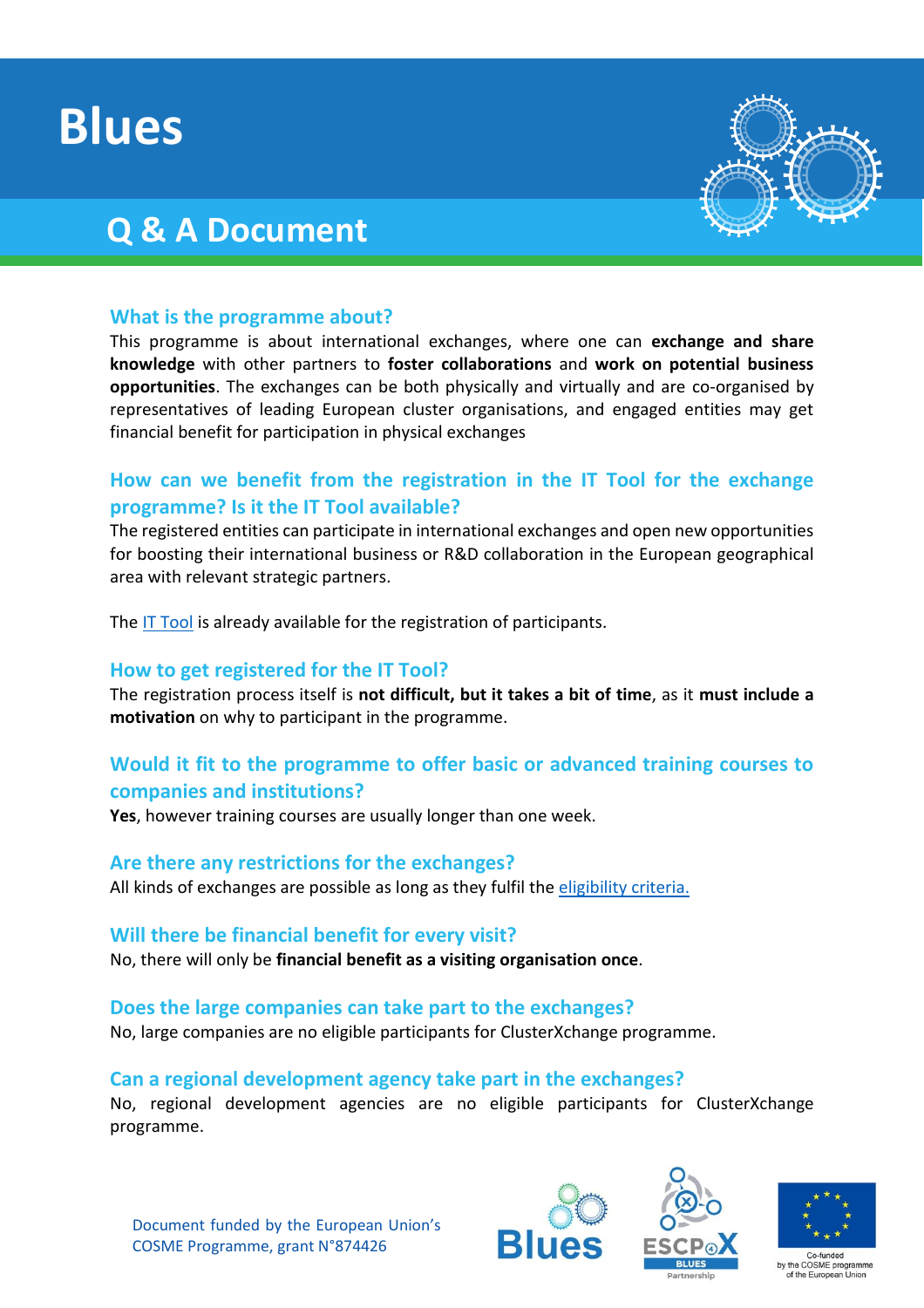# Blues

## Q & A Document

### What is the programme about?

This programme is about international exchanges, where one can **exchange and share knowledge** with other partners to **foster collaborations** and **work on potential business opportunities**. The exchanges can be both physically and virtually and are co-organised by representatives of leading European cluster organisations, and engaged entities may get financial benefit for participation in physical exchanges

### How can we benefit from the registration in the IT Tool for the exchange programme? Is it the IT Tool available?

The registered entities can participate in international exchanges and open new opportunities for boosting their international business or R&D collaboration in the European geographical area with relevant strategic partners.

The IT Tool is already available for the registration of participants.

### How to get registered for the IT Tool?

The registration process itself is **not difficult, but it takes a bit of time**, as it **must include a motivation** on why to participant in the programme.

### Would it fit to the programme to offer basic or advanced training courses to companies and institutions?

**Yes**, however training courses are usually longer than one week.

### Are there any restrictions for the exchanges?

All kinds of exchanges are possible as long as they fulfil the eligibility criteria.

### Will there be financial benefit for every visit?

No, there will only be **financial benefit as a visiting organisation once**.

### Does the large companies can take part to the exchanges?

No, large companies are no eligible participants for ClusterXchange programme.

### Can a regional development agency take part in the exchanges?

No, regional development agencies are no eligible participants for ClusterXchange programme.

Document funded by the European Union's COSME Programme, grant N°874426

Co-funded by the COSME programme of the European Union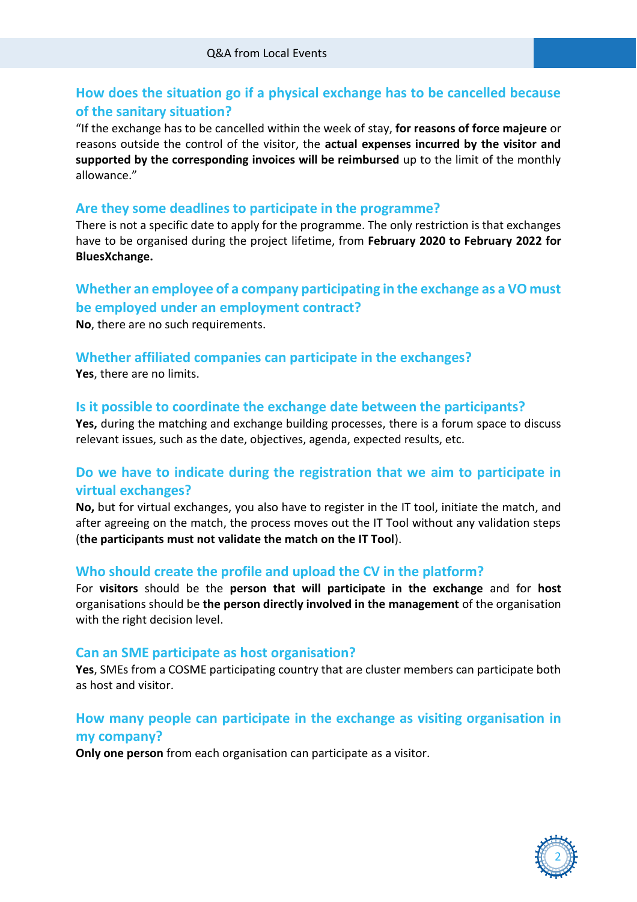### How does the situation go if a physical exchange has to be cancelled because of the sanitary situation?

"If the exchange has to be cancelled within the week of stay, **for reasons of force majeure** or reasons outside the control of the visitor, the **actual expenses incurred by the visitor and supported by the corresponding invoices will be reimbursed** up to the limit of the monthly allowance."

### Are they some deadlines to participate in the programme?

There is not a specific date to apply for the programme. The only restriction is that exchanges have to be organised during the project lifetime, from **February 2020 to February 2022 for BluesXchange.**

### Whether an employee of a company participating in the exchange as a VO must be employed under an employment contract?

**No**, there are no such requirements.

### Whether affiliated companies can participate in the exchanges?

**Yes**, there are no limits.

### Is it possible to coordinate the exchange date between the participants?

**Yes,** during the matching and exchange building processes, there is a forum space to discuss relevant issues, such as the date, objectives, agenda, expected results, etc.

### Do we have to indicate during the registration that we aim to participate in virtual exchanges?

**No,** but for virtual exchanges, you also have to register in the IT tool, initiate the match, and after agreeing on the match, the process moves out the IT Tool without any validation steps (**the participants must not validate the match on the IT Tool**).

### Who should create the profile and upload the CV in the platform?

For **visitors** should be the **person that will participate in the exchange** and for **host** organisations should be **the person directly involved in the management** of the organisation with the right decision level.

### Can an SME participate as host organisation?

**Yes**, SMEs from a COSME participating country that are cluster members can participate both as host and visitor.

### How many people can participate in the exchange as visiting organisation in my company?

**Only one person** from each organisation can participate as a visitor.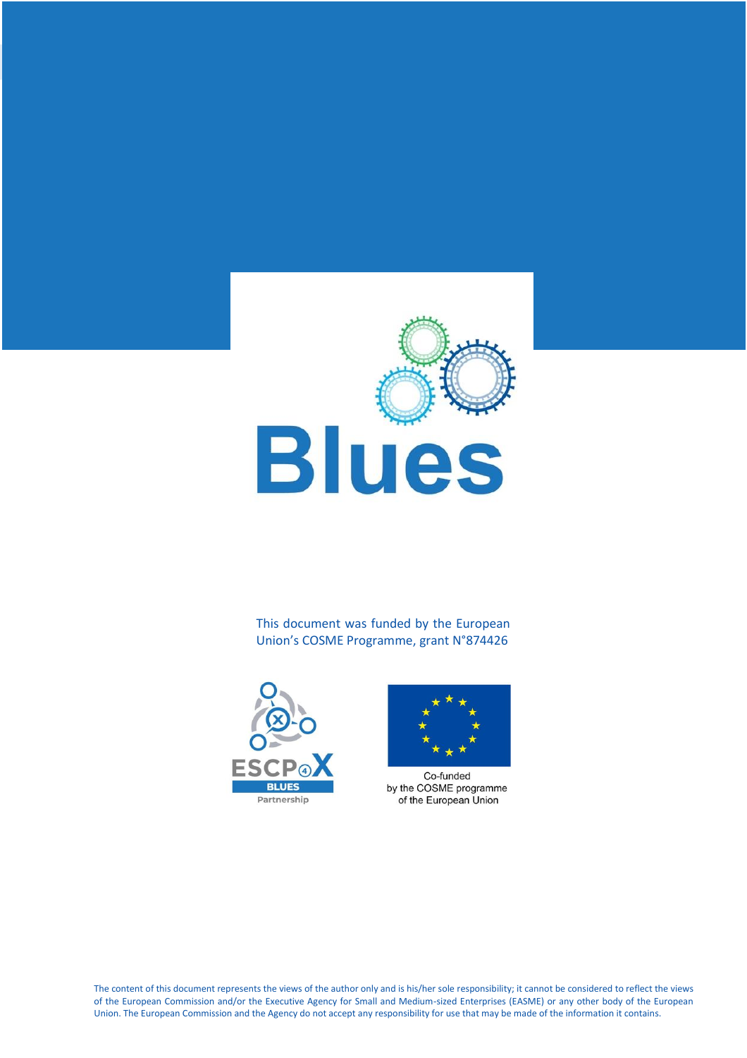Blues

This document was funded by the European Union's COSME Programme, grant N°874426

ESCP4X BLUES Partnership

Co-funded by the COSME programme of the European Union

The content of this document represents the views of the author only and is his/her sole responsibility; it cannot be considered to reflect the views of the European Commission and/or the Executive Agency for Small and Medium-sized Enterprises (EASME) or any other body of the European Union. The European Commission and the Agency do not accept any responsibility for use that may be made of the information it contains.